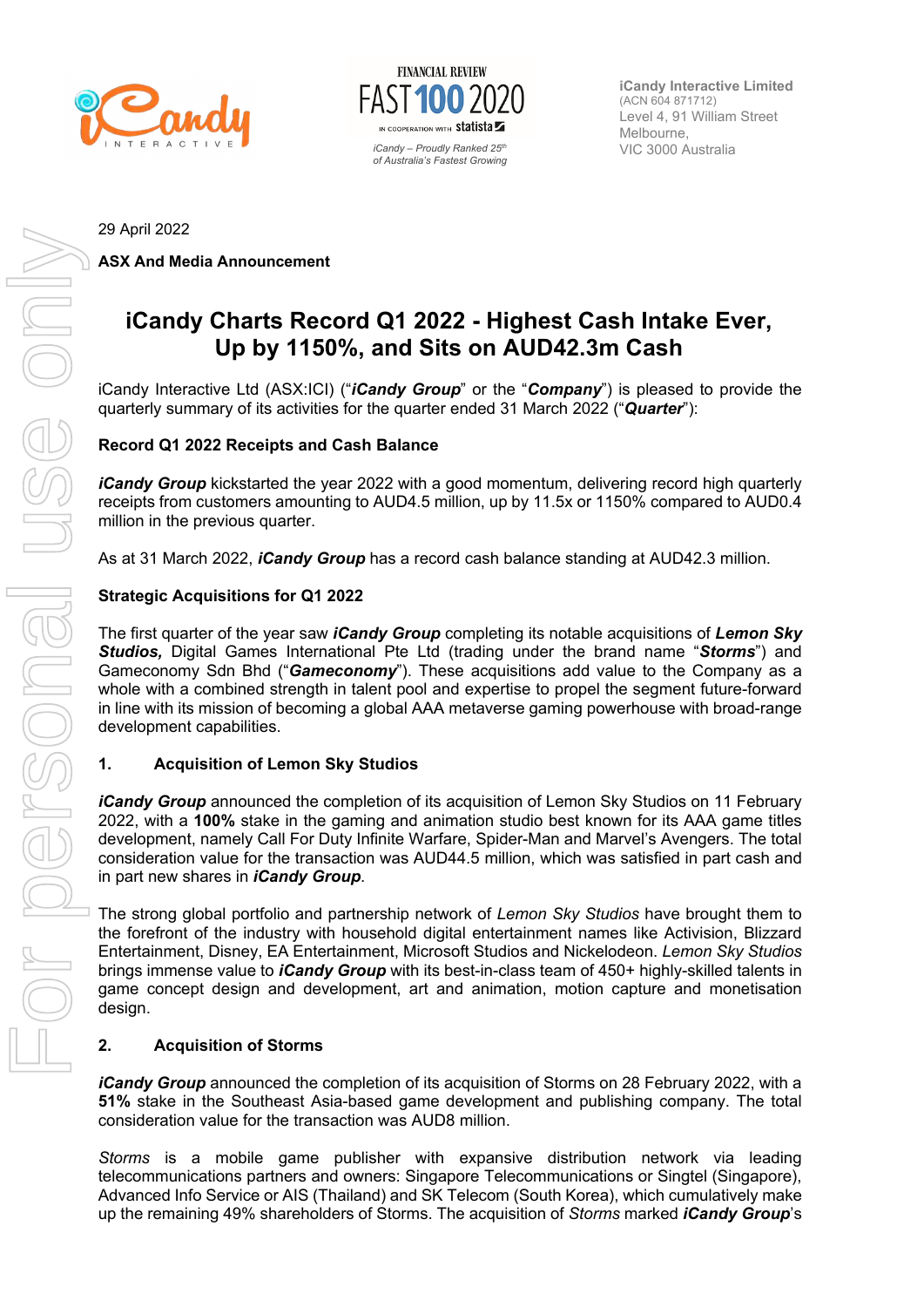iCandy Interactive Limited
(ACN 604 871712)
Level 4, 91 William Street
Melbourne,
VIC 3000 Australia

FINANCIAL REVIEW FAST 100 2020 in cooperation with statista

*iCandy – Proudly Ranked 25th of Australia's Fastest Growing*

29 April 2022

**ASX And Media Announcement**

# iCandy Charts Record Q1 2022 - Highest Cash Intake Ever, Up by 1150%, and Sits on AUD42.3m Cash

iCandy Interactive Ltd (ASX:ICI) ("***iCandy Group***" or the "***Company***") is pleased to provide the quarterly summary of its activities for the quarter ended 31 March 2022 ("***Quarter***"):

## Record Q1 2022 Receipts and Cash Balance

***iCandy Group*** kickstarted the year 2022 with a good momentum, delivering record high quarterly receipts from customers amounting to AUD4.5 million, up by 11.5x or 1150% compared to AUD0.4 million in the previous quarter.

As at 31 March 2022, ***iCandy Group*** has a record cash balance standing at AUD42.3 million.

## Strategic Acquisitions for Q1 2022

The first quarter of the year saw ***iCandy Group*** completing its notable acquisitions of ***Lemon Sky Studios,*** Digital Games International Pte Ltd (trading under the brand name "***Storms***") and Gameconomy Sdn Bhd ("***Gameconomy***"). These acquisitions add value to the Company as a whole with a combined strength in talent pool and expertise to propel the segment future-forward in line with its mission of becoming a global AAA metaverse gaming powerhouse with broad-range development capabilities.

### 1. Acquisition of Lemon Sky Studios

***iCandy Group*** announced the completion of its acquisition of Lemon Sky Studios on 11 February 2022, with a **100%** stake in the gaming and animation studio best known for its AAA game titles development, namely Call For Duty Infinite Warfare, Spider-Man and Marvel's Avengers. The total consideration value for the transaction was AUD44.5 million, which was satisfied in part cash and in part new shares in ***iCandy Group***.

The strong global portfolio and partnership network of *Lemon Sky Studios* have brought them to the forefront of the industry with household digital entertainment names like Activision, Blizzard Entertainment, Disney, EA Entertainment, Microsoft Studios and Nickelodeon. *Lemon Sky Studios* brings immense value to ***iCandy Group*** with its best-in-class team of 450+ highly-skilled talents in game concept design and development, art and animation, motion capture and monetisation design.

### 2. Acquisition of Storms

***iCandy Group*** announced the completion of its acquisition of Storms on 28 February 2022, with a **51%** stake in the Southeast Asia-based game development and publishing company. The total consideration value for the transaction was AUD8 million.

*Storms* is a mobile game publisher with expansive distribution network via leading telecommunications partners and owners: Singapore Telecommunications or Singtel (Singapore), Advanced Info Service or AIS (Thailand) and SK Telecom (South Korea), which cumulatively make up the remaining 49% shareholders of Storms. The acquisition of *Storms* marked ***iCandy Group***'s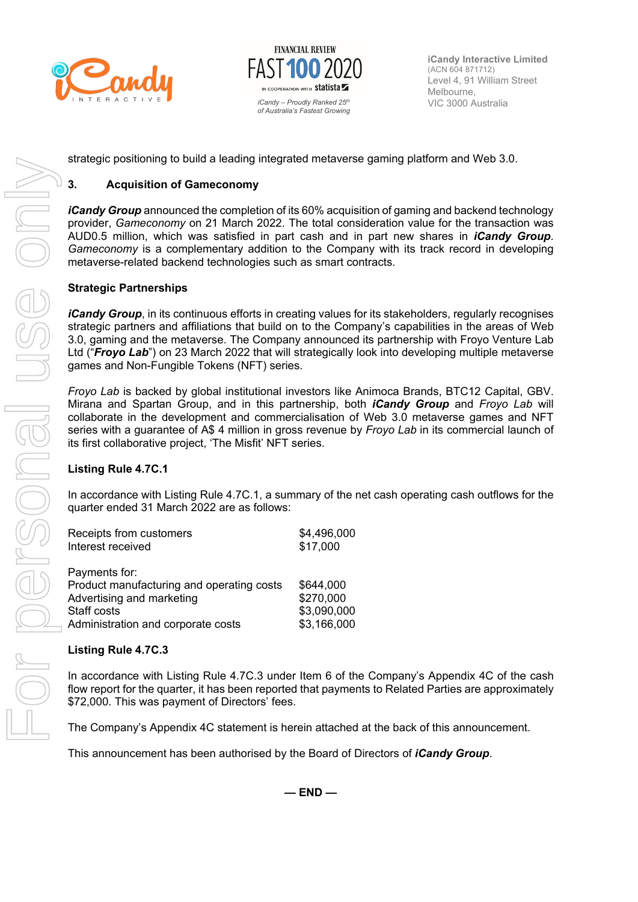strategic positioning to build a leading integrated metaverse gaming platform and Web 3.0.

## 3. Acquisition of Gameconomy

***iCandy Group*** announced the completion of its 60% acquisition of gaming and backend technology provider, *Gameconomy* on 21 March 2022. The total consideration value for the transaction was AUD0.5 million, which was satisfied in part cash and in part new shares in ***iCandy Group***. *Gameconomy* is a complementary addition to the Company with its track record in developing metaverse-related backend technologies such as smart contracts.

### Strategic Partnerships

***iCandy Group***, in its continuous efforts in creating values for its stakeholders, regularly recognises strategic partners and affiliations that build on to the Company's capabilities in the areas of Web 3.0, gaming and the metaverse. The Company announced its partnership with Froyo Venture Lab Ltd ("***Froyo Lab***") on 23 March 2022 that will strategically look into developing multiple metaverse games and Non-Fungible Tokens (NFT) series.

*Froyo Lab* is backed by global institutional investors like Animoca Brands, BTC12 Capital, GBV. Mirana and Spartan Group, and in this partnership, both ***iCandy Group*** and *Froyo Lab* will collaborate in the development and commercialisation of Web 3.0 metaverse games and NFT series with a guarantee of A$ 4 million in gross revenue by *Froyo Lab* in its commercial launch of its first collaborative project, 'The Misfit' NFT series.

### Listing Rule 4.7C.1

In accordance with Listing Rule 4.7C.1, a summary of the net cash operating cash outflows for the quarter ended 31 March 2022 are as follows:

| | |
|---|---|
| Receipts from customers | $4,496,000 |
| Interest received | $17,000 |
| | |
| Payments for: | |
| Product manufacturing and operating costs | $644,000 |
| Advertising and marketing | $270,000 |
| Staff costs | $3,090,000 |
| Administration and corporate costs | $3,166,000 |

### Listing Rule 4.7C.3

In accordance with Listing Rule 4.7C.3 under Item 6 of the Company's Appendix 4C of the cash flow report for the quarter, it has been reported that payments to Related Parties are approximately $72,000. This was payment of Directors' fees.

The Company's Appendix 4C statement is herein attached at the back of this announcement.

This announcement has been authorised by the Board of Directors of ***iCandy Group***.

**— END —**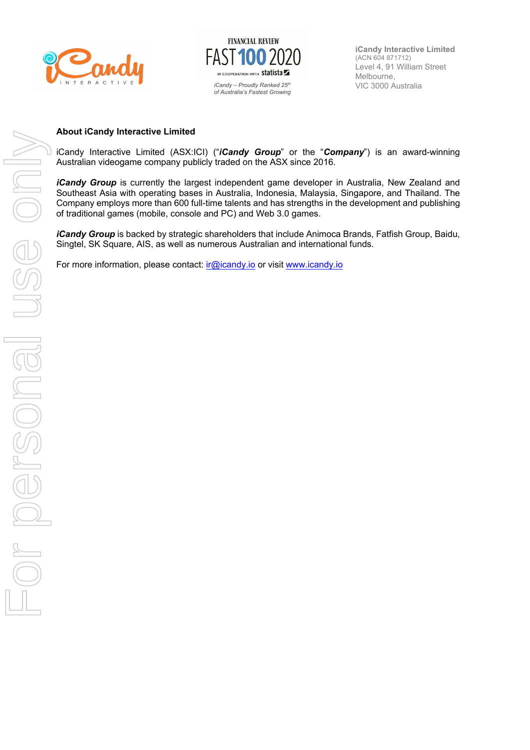**About iCandy Interactive Limited**

iCandy Interactive Limited (ASX:ICI) ("***iCandy Group***" or the "***Company***") is an award-winning Australian videogame company publicly traded on the ASX since 2016.

***iCandy Group*** is currently the largest independent game developer in Australia, New Zealand and Southeast Asia with operating bases in Australia, Indonesia, Malaysia, Singapore, and Thailand. The Company employs more than 600 full-time talents and has strengths in the development and publishing of traditional games (mobile, console and PC) and Web 3.0 games.

***iCandy Group*** is backed by strategic shareholders that include Animoca Brands, Fatfish Group, Baidu, Singtel, SK Square, AIS, as well as numerous Australian and international funds.

For more information, please contact: ir@icandy.io or visit www.icandy.io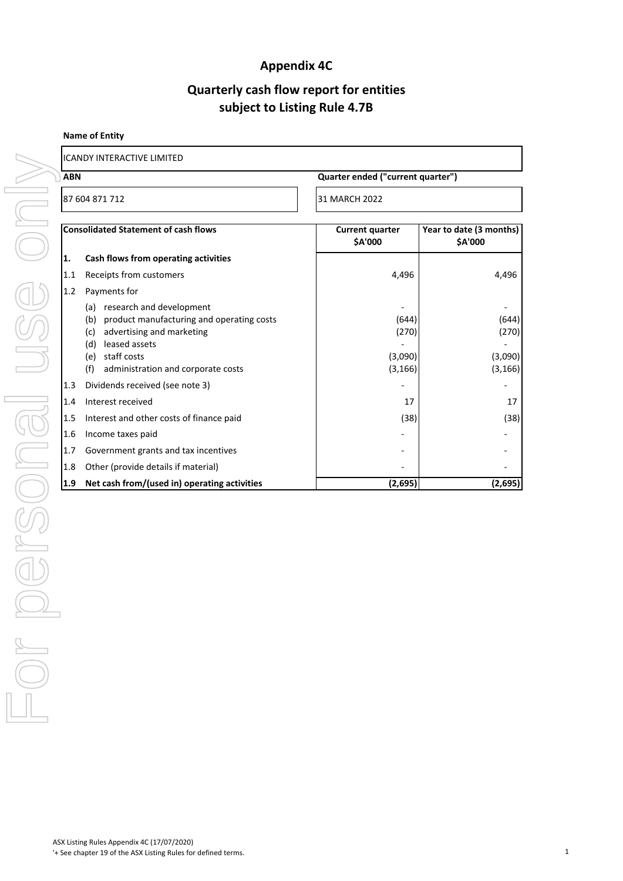# Appendix 4C

## Quarterly cash flow report for entities subject to Listing Rule 4.7B

**Name of Entity**

| ICANDY INTERACTIVE LIMITED | |
|---|---|
| **ABN** | **Quarter ended ("current quarter")** |
| 87 604 871 712 | 31 MARCH 2022 |

| | **Consolidated Statement of cash flows** | **Current quarter $A'000** | **Year to date (3 months) $A'000** |
|---|---|---|---|
| **1.** | **Cash flows from operating activities** | | |
| 1.1 | Receipts from customers | 4,496 | 4,496 |
| 1.2 | Payments for | | |
| | (a) research and development | - | - |
| | (b) product manufacturing and operating costs | (644) | (644) |
| | (c) advertising and marketing | (270) | (270) |
| | (d) leased assets | - | - |
| | (e) staff costs | (3,090) | (3,090) |
| | (f) administration and corporate costs | (3,166) | (3,166) |
| 1.3 | Dividends received (see note 3) | - | - |
| 1.4 | Interest received | 17 | 17 |
| 1.5 | Interest and other costs of finance paid | (38) | (38) |
| 1.6 | Income taxes paid | - | - |
| 1.7 | Government grants and tax incentives | - | - |
| 1.8 | Other (provide details if material) | - | - |
| **1.9** | **Net cash from/(used in) operating activities** | **(2,695)** | **(2,695)** |

ASX Listing Rules Appendix 4C (17/07/2020)
'+ See chapter 19 of the ASX Listing Rules for defined terms.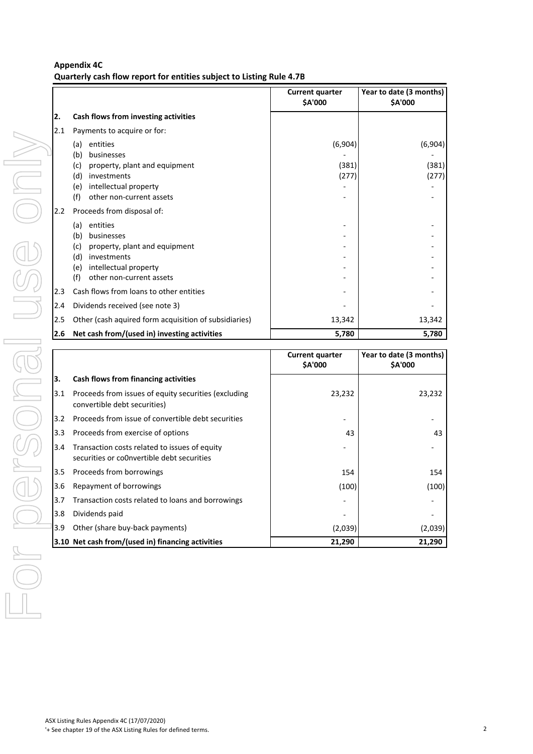**Appendix 4C**
**Quarterly cash flow report for entities subject to Listing Rule 4.7B**

| | | Current quarter $A'000 | Year to date (3 months) $A'000 |
|---|---|---|---|
| **2.** | **Cash flows from investing activities** | | |
| 2.1 | Payments to acquire or for: | | |
| | (a) entities | (6,904) | (6,904) |
| | (b) businesses | - | - |
| | (c) property, plant and equipment | (381) | (381) |
| | (d) investments | (277) | (277) |
| | (e) intellectual property | - | - |
| | (f) other non-current assets | - | - |
| 2.2 | Proceeds from disposal of: | | |
| | (a) entities | - | - |
| | (b) businesses | - | - |
| | (c) property, plant and equipment | - | - |
| | (d) investments | - | - |
| | (e) intellectual property | - | - |
| | (f) other non-current assets | - | - |
| 2.3 | Cash flows from loans to other entities | - | - |
| 2.4 | Dividends received (see note 3) | - | - |
| 2.5 | Other (cash aquired form acquisition of subsidiaries) | 13,342 | 13,342 |
| **2.6** | **Net cash from/(used in) investing activities** | **5,780** | **5,780** |

| | | Current quarter $A'000 | Year to date (3 months) $A'000 |
|---|---|---|---|
| **3.** | **Cash flows from financing activities** | | |
| 3.1 | Proceeds from issues of equity securities (excluding convertible debt securities) | 23,232 | 23,232 |
| 3.2 | Proceeds from issue of convertible debt securities | - | - |
| 3.3 | Proceeds from exercise of options | 43 | 43 |
| 3.4 | Transaction costs related to issues of equity securities or co0nvertible debt securities | - | - |
| 3.5 | Proceeds from borrowings | 154 | 154 |
| 3.6 | Repayment of borrowings | (100) | (100) |
| 3.7 | Transaction costs related to loans and borrowings | - | - |
| 3.8 | Dividends paid | - | - |
| 3.9 | Other (share buy-back payments) | (2,039) | (2,039) |
| **3.10** | **Net cash from/(used in) financing activities** | **21,290** | **21,290** |

ASX Listing Rules Appendix 4C (17/07/2020)
'+ See chapter 19 of the ASX Listing Rules for defined terms.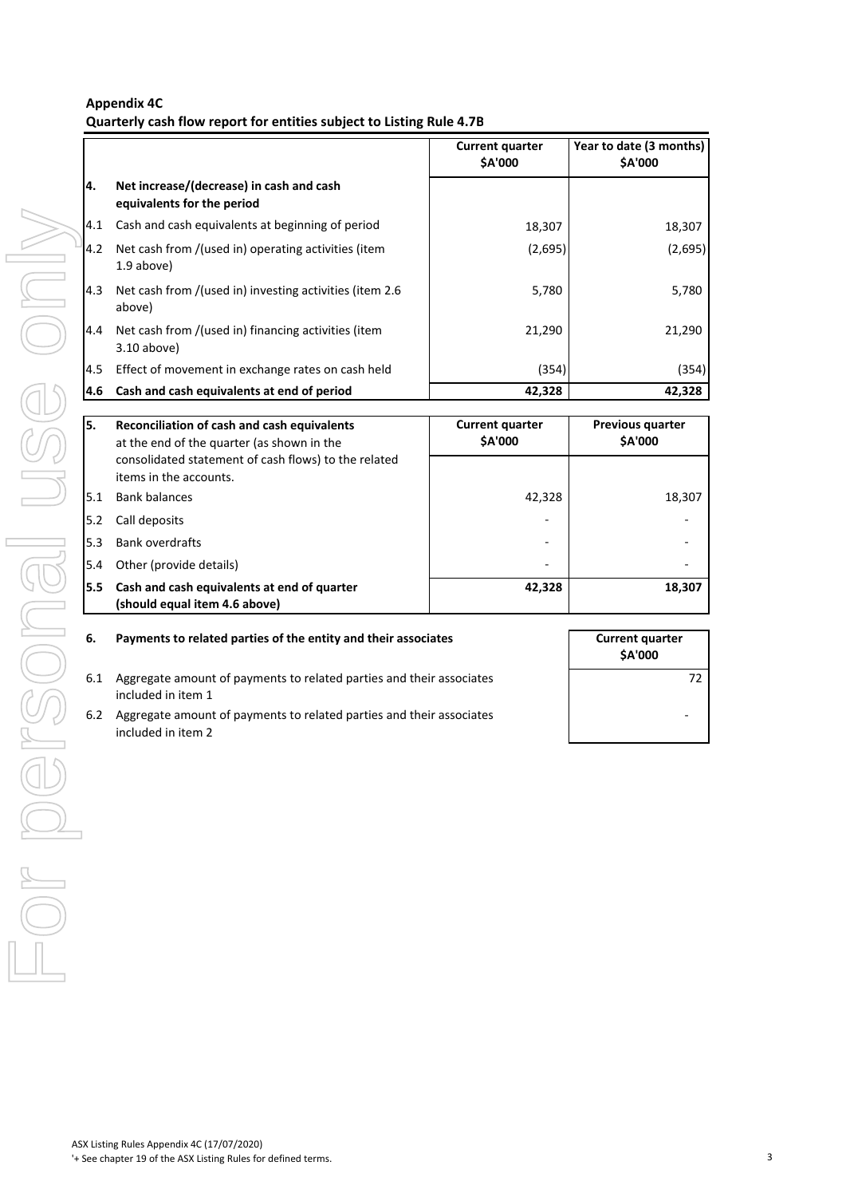**Appendix 4C**
**Quarterly cash flow report for entities subject to Listing Rule 4.7B**

| | | Current quarter<br>$A'000 | Year to date (3 months)<br>$A'000 |
|---|---|---|---|
| **4.** | **Net increase/(decrease) in cash and cash equivalents for the period** | | |
| 4.1 | Cash and cash equivalents at beginning of period | 18,307 | 18,307 |
| 4.2 | Net cash from /(used in) operating activities (item 1.9 above) | (2,695) | (2,695) |
| 4.3 | Net cash from /(used in) investing activities (item 2.6 above) | 5,780 | 5,780 |
| 4.4 | Net cash from /(used in) financing activities (item 3.10 above) | 21,290 | 21,290 |
| 4.5 | Effect of movement in exchange rates on cash held | (354) | (354) |
| **4.6** | **Cash and cash equivalents at end of period** | **42,328** | **42,328** |

| **5.** | **Reconciliation of cash and cash equivalents** at the end of the quarter (as shown in the consolidated statement of cash flows) to the related items in the accounts. | **Current quarter<br>$A'000** | **Previous quarter<br>$A'000** |
|---|---|---|---|
| 5.1 | Bank balances | 42,328 | 18,307 |
| 5.2 | Call deposits | - | - |
| 5.3 | Bank overdrafts | - | - |
| 5.4 | Other (provide details) | - | - |
| **5.5** | **Cash and cash equivalents at end of quarter (should equal item 4.6 above)** | **42,328** | **18,307** |

| **6.** | **Payments to related parties of the entity and their associates** | **Current quarter<br>$A'000** |
|---|---|---|
| 6.1 | Aggregate amount of payments to related parties and their associates included in item 1 | 72 |
| 6.2 | Aggregate amount of payments to related parties and their associates included in item 2 | - |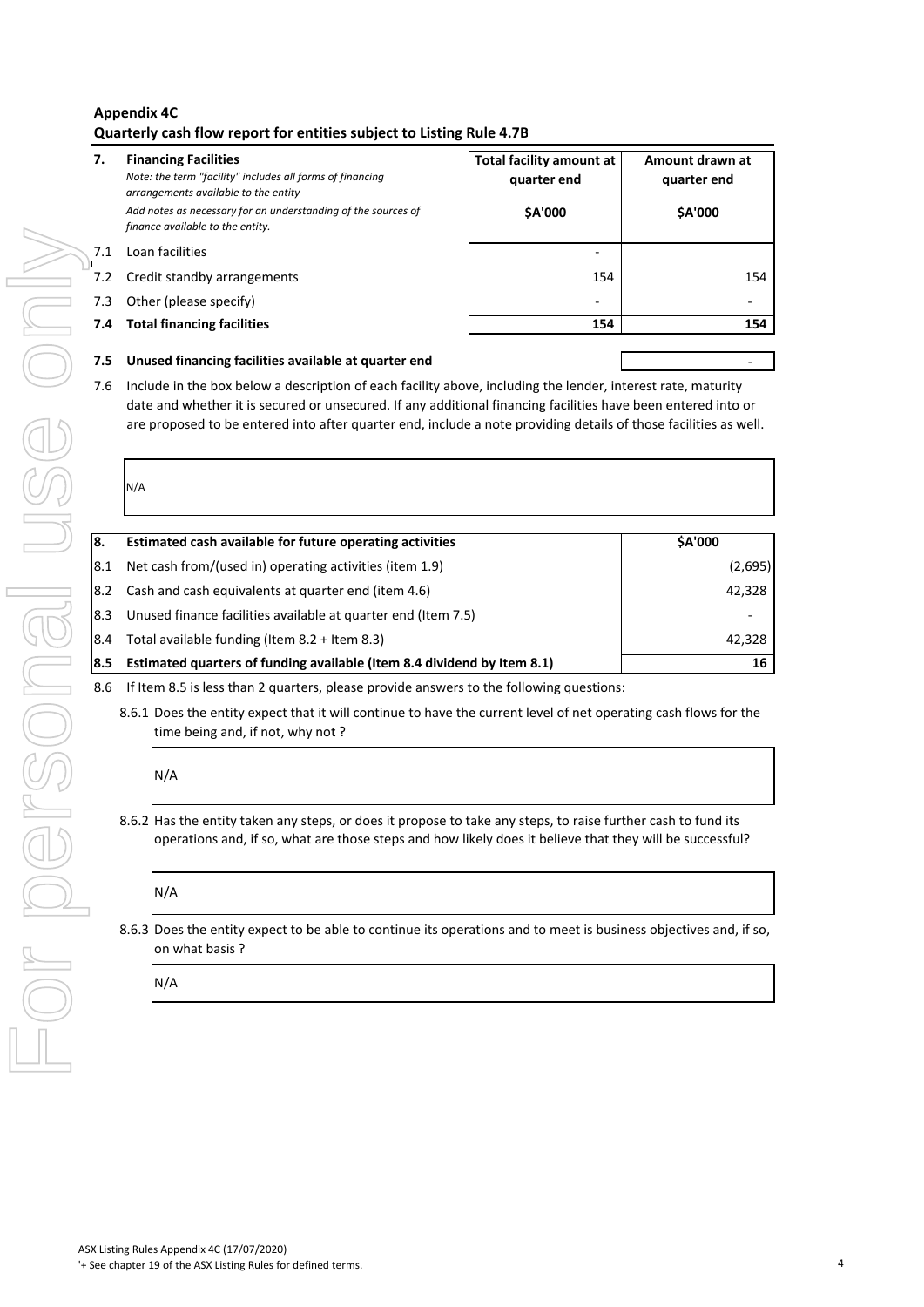# Appendix 4C
## Quarterly cash flow report for entities subject to Listing Rule 4.7B

| 7. | **Financing Facilities** *Note: the term "facility" includes all forms of financing arrangements available to the entity* *Add notes as necessary for an understanding of the sources of finance available to the entity.* | **Total facility amount at quarter end** **$A'000** | **Amount drawn at quarter end** **$A'000** |
|---|---|---|---|
| 7.1 | Loan facilities | - | |
| 7.2 | Credit standby arrangements | 154 | 154 |
| 7.3 | Other (please specify) | - | - |
| **7.4** | **Total financing facilities** | **154** | **154** |

| | | |
|---|---|---|
| **7.5** | **Unused financing facilities available at quarter end** | - |

7.6 Include in the box below a description of each facility above, including the lender, interest rate, maturity date and whether it is secured or unsecured. If any additional financing facilities have been entered into or are proposed to be entered into after quarter end, include a note providing details of those facilities as well.

N/A

| **8.** | **Estimated cash available for future operating activities** | **$A'000** |
|---|---|---|
| 8.1 | Net cash from/(used in) operating activities (item 1.9) | (2,695) |
| 8.2 | Cash and cash equivalents at quarter end (item 4.6) | 42,328 |
| 8.3 | Unused finance facilities available at quarter end (Item 7.5) | - |
| 8.4 | Total available funding (Item 8.2 + Item 8.3) | 42,328 |
| **8.5** | **Estimated quarters of funding available (Item 8.4 dividend by Item 8.1)** | **16** |

8.6 If Item 8.5 is less than 2 quarters, please provide answers to the following questions:

8.6.1 Does the entity expect that it will continue to have the current level of net operating cash flows for the time being and, if not, why not ?

N/A

8.6.2 Has the entity taken any steps, or does it propose to take any steps, to raise further cash to fund its operations and, if so, what are those steps and how likely does it believe that they will be successful?

N/A

8.6.3 Does the entity expect to be able to continue its operations and to meet is business objectives and, if so, on what basis ?

N/A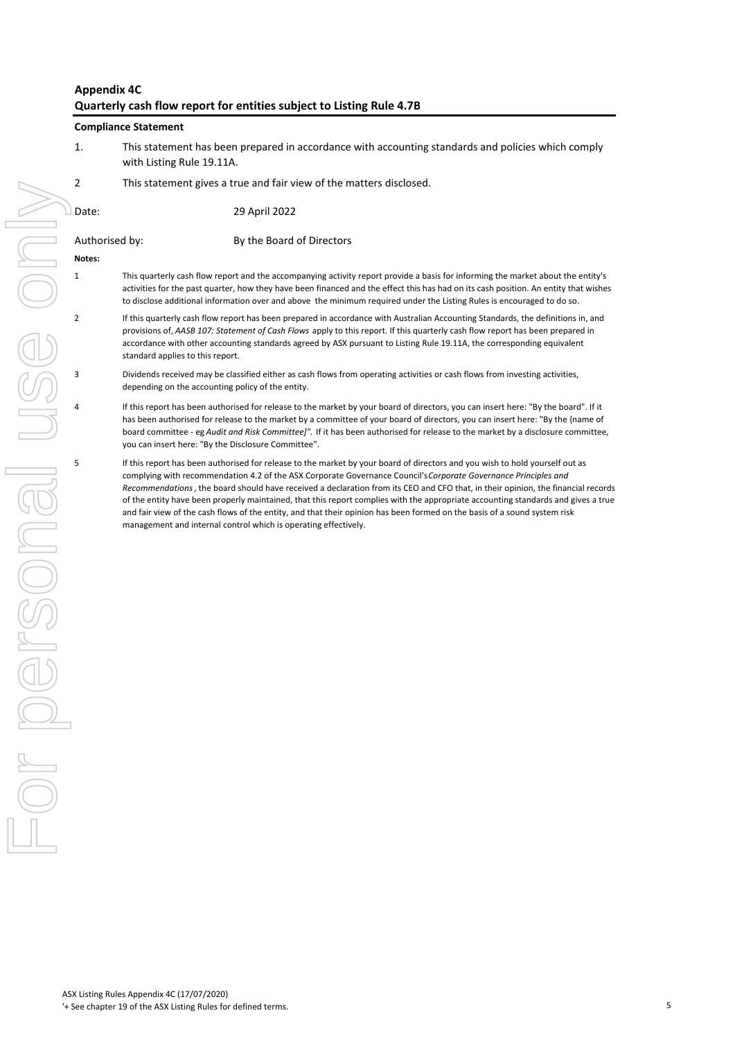**Appendix 4C**
**Quarterly cash flow report for entities subject to Listing Rule 4.7B**

**Compliance Statement**

1. This statement has been prepared in accordance with accounting standards and policies which comply with Listing Rule 19.11A.

2 This statement gives a true and fair view of the matters disclosed.

Date: 29 April 2022

Authorised by: By the Board of Directors

**Notes:**

1 This quarterly cash flow report and the accompanying activity report provide a basis for informing the market about the entity's activities for the past quarter, how they have been financed and the effect this has had on its cash position. An entity that wishes to disclose additional information over and above the minimum required under the Listing Rules is encouraged to do so.

2 If this quarterly cash flow report has been prepared in accordance with Australian Accounting Standards, the definitions in, and provisions of, *AASB 107: Statement of Cash Flows* apply to this report. If this quarterly cash flow report has been prepared in accordance with other accounting standards agreed by ASX pursuant to Listing Rule 19.11A, the corresponding equivalent standard applies to this report.

3 Dividends received may be classified either as cash flows from operating activities or cash flows from investing activities, depending on the accounting policy of the entity.

4 If this report has been authorised for release to the market by your board of directors, you can insert here: "By the board". If it has been authorised for release to the market by a committee of your board of directors, you can insert here: "By the {name of board committee - eg *Audit and Risk Committee]"*. If it has been authorised for release to the market by a disclosure committee, you can insert here: "By the Disclosure Committee".

5 If this report has been authorised for release to the market by your board of directors and you wish to hold yourself out as complying with recommendation 4.2 of the ASX Corporate Governance Council's *Corporate Governance Principles and Recommendations*, the board should have received a declaration from its CEO and CFO that, in their opinion, the financial records of the entity have been properly maintained, that this report complies with the appropriate accounting standards and gives a true and fair view of the cash flows of the entity, and that their opinion has been formed on the basis of a sound system risk management and internal control which is operating effectively.

ASX Listing Rules Appendix 4C (17/07/2020)
'+ See chapter 19 of the ASX Listing Rules for defined terms.